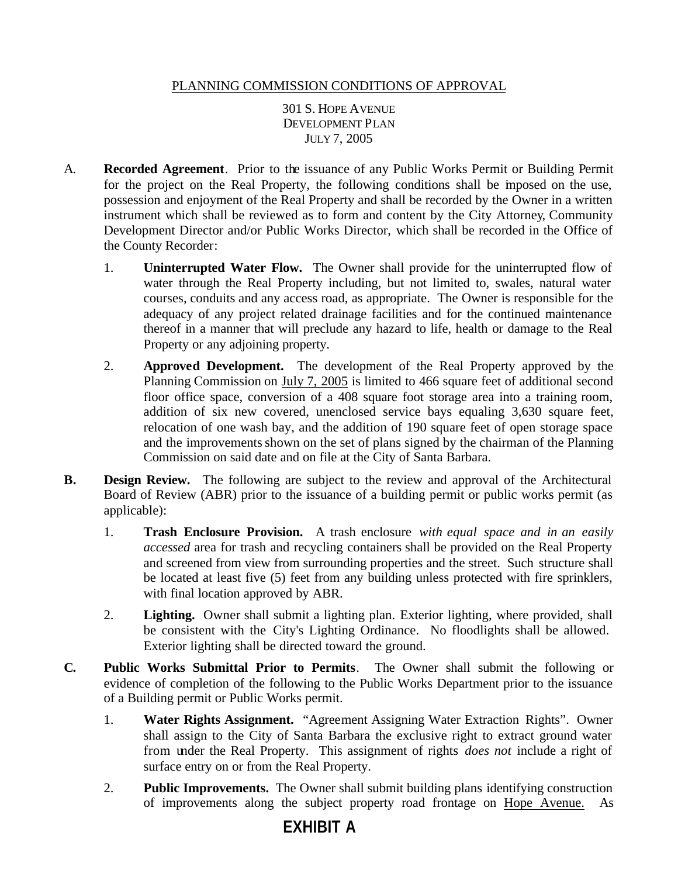PLANNING COMMISSION CONDITIONS OF APPROVAL

301 S. HOPE AVENUE
DEVELOPMENT PLAN
JULY 7, 2005

A. **Recorded Agreement**. Prior to the issuance of any Public Works Permit or Building Permit for the project on the Real Property, the following conditions shall be imposed on the use, possession and enjoyment of the Real Property and shall be recorded by the Owner in a written instrument which shall be reviewed as to form and content by the City Attorney, Community Development Director and/or Public Works Director, which shall be recorded in the Office of the County Recorder:

   1. **Uninterrupted Water Flow.** The Owner shall provide for the uninterrupted flow of water through the Real Property including, but not limited to, swales, natural water courses, conduits and any access road, as appropriate. The Owner is responsible for the adequacy of any project related drainage facilities and for the continued maintenance thereof in a manner that will preclude any hazard to life, health or damage to the Real Property or any adjoining property.

   2. **Approved Development.** The development of the Real Property approved by the Planning Commission on July 7, 2005 is limited to 466 square feet of additional second floor office space, conversion of a 408 square foot storage area into a training room, addition of six new covered, unenclosed service bays equaling 3,630 square feet, relocation of one wash bay, and the addition of 190 square feet of open storage space and the improvements shown on the set of plans signed by the chairman of the Planning Commission on said date and on file at the City of Santa Barbara.

**B. Design Review.** The following are subject to the review and approval of the Architectural Board of Review (ABR) prior to the issuance of a building permit or public works permit (as applicable):

   1. **Trash Enclosure Provision.** A trash enclosure *with equal space and in an easily accessed* area for trash and recycling containers shall be provided on the Real Property and screened from view from surrounding properties and the street. Such structure shall be located at least five (5) feet from any building unless protected with fire sprinklers, with final location approved by ABR.

   2. **Lighting.** Owner shall submit a lighting plan. Exterior lighting, where provided, shall be consistent with the City's Lighting Ordinance. No floodlights shall be allowed. Exterior lighting shall be directed toward the ground.

**C. Public Works Submittal Prior to Permits**. The Owner shall submit the following or evidence of completion of the following to the Public Works Department prior to the issuance of a Building permit or Public Works permit.

   1. **Water Rights Assignment.** "Agreement Assigning Water Extraction Rights". Owner shall assign to the City of Santa Barbara the exclusive right to extract ground water from under the Real Property. This assignment of rights *does not* include a right of surface entry on or from the Real Property.

   2. **Public Improvements.** The Owner shall submit building plans identifying construction of improvements along the subject property road frontage on Hope Avenue. As

**EXHIBIT A**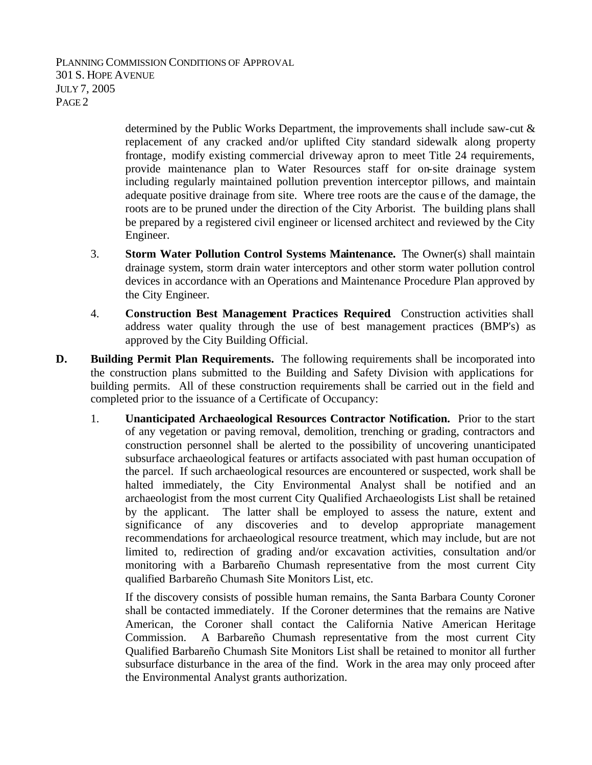determined by the Public Works Department, the improvements shall include saw-cut & replacement of any cracked and/or uplifted City standard sidewalk along property frontage, modify existing commercial driveway apron to meet Title 24 requirements, provide maintenance plan to Water Resources staff for on-site drainage system including regularly maintained pollution prevention interceptor pillows, and maintain adequate positive drainage from site. Where tree roots are the cause of the damage, the roots are to be pruned under the direction of the City Arborist. The building plans shall be prepared by a registered civil engineer or licensed architect and reviewed by the City Engineer.

3. **Storm Water Pollution Control Systems Maintenance.** The Owner(s) shall maintain drainage system, storm drain water interceptors and other storm water pollution control devices in accordance with an Operations and Maintenance Procedure Plan approved by the City Engineer.

4. **Construction Best Management Practices Required** Construction activities shall address water quality through the use of best management practices (BMP's) as approved by the City Building Official.

**D. Building Permit Plan Requirements.** The following requirements shall be incorporated into the construction plans submitted to the Building and Safety Division with applications for building permits. All of these construction requirements shall be carried out in the field and completed prior to the issuance of a Certificate of Occupancy:

1. **Unanticipated Archaeological Resources Contractor Notification.** Prior to the start of any vegetation or paving removal, demolition, trenching or grading, contractors and construction personnel shall be alerted to the possibility of uncovering unanticipated subsurface archaeological features or artifacts associated with past human occupation of the parcel. If such archaeological resources are encountered or suspected, work shall be halted immediately, the City Environmental Analyst shall be notified and an archaeologist from the most current City Qualified Archaeologists List shall be retained by the applicant. The latter shall be employed to assess the nature, extent and significance of any discoveries and to develop appropriate management recommendations for archaeological resource treatment, which may include, but are not limited to, redirection of grading and/or excavation activities, consultation and/or monitoring with a Barbareño Chumash representative from the most current City qualified Barbareño Chumash Site Monitors List, etc.

   If the discovery consists of possible human remains, the Santa Barbara County Coroner shall be contacted immediately. If the Coroner determines that the remains are Native American, the Coroner shall contact the California Native American Heritage Commission. A Barbareño Chumash representative from the most current City Qualified Barbareño Chumash Site Monitors List shall be retained to monitor all further subsurface disturbance in the area of the find. Work in the area may only proceed after the Environmental Analyst grants authorization.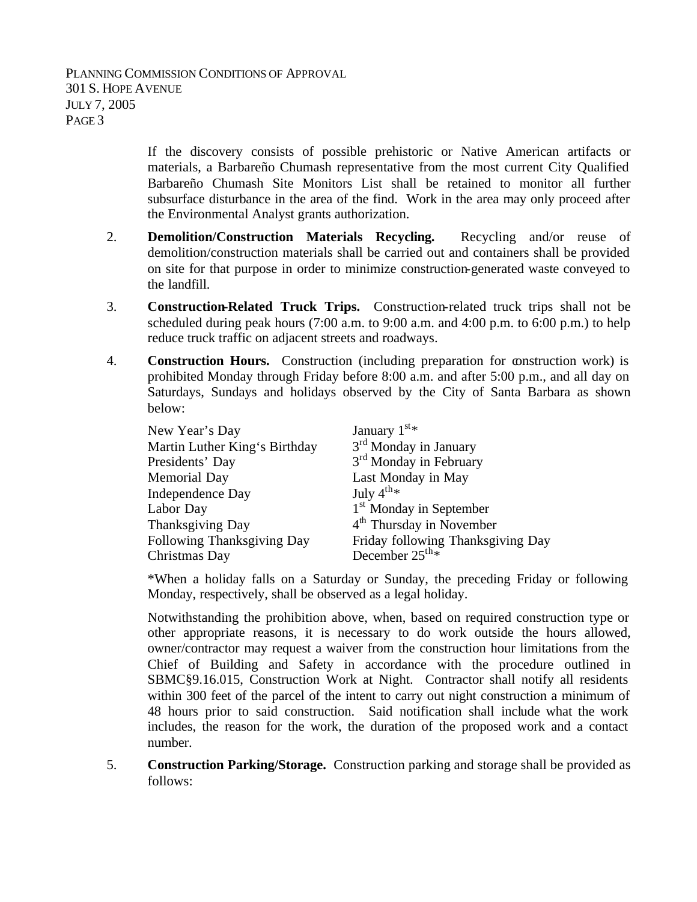If the discovery consists of possible prehistoric or Native American artifacts or materials, a Barbareño Chumash representative from the most current City Qualified Barbareño Chumash Site Monitors List shall be retained to monitor all further subsurface disturbance in the area of the find. Work in the area may only proceed after the Environmental Analyst grants authorization.

2. **Demolition/Construction Materials Recycling.** Recycling and/or reuse of demolition/construction materials shall be carried out and containers shall be provided on site for that purpose in order to minimize construction-generated waste conveyed to the landfill.

3. **Construction-Related Truck Trips.** Construction-related truck trips shall not be scheduled during peak hours (7:00 a.m. to 9:00 a.m. and 4:00 p.m. to 6:00 p.m.) to help reduce truck traffic on adjacent streets and roadways.

4. **Construction Hours.** Construction (including preparation for construction work) is prohibited Monday through Friday before 8:00 a.m. and after 5:00 p.m., and all day on Saturdays, Sundays and holidays observed by the City of Santa Barbara as shown below:

| | |
|---|---|
| New Year's Day | January 1st* |
| Martin Luther King's Birthday | 3rd Monday in January |
| Presidents' Day | 3rd Monday in February |
| Memorial Day | Last Monday in May |
| Independence Day | July 4th* |
| Labor Day | 1st Monday in September |
| Thanksgiving Day | 4th Thursday in November |
| Following Thanksgiving Day | Friday following Thanksgiving Day |
| Christmas Day | December 25th* |

*When a holiday falls on a Saturday or Sunday, the preceding Friday or following Monday, respectively, shall be observed as a legal holiday.

Notwithstanding the prohibition above, when, based on required construction type or other appropriate reasons, it is necessary to do work outside the hours allowed, owner/contractor may request a waiver from the construction hour limitations from the Chief of Building and Safety in accordance with the procedure outlined in SBMC§9.16.015, Construction Work at Night. Contractor shall notify all residents within 300 feet of the parcel of the intent to carry out night construction a minimum of 48 hours prior to said construction. Said notification shall include what the work includes, the reason for the work, the duration of the proposed work and a contact number.

5. **Construction Parking/Storage.** Construction parking and storage shall be provided as follows: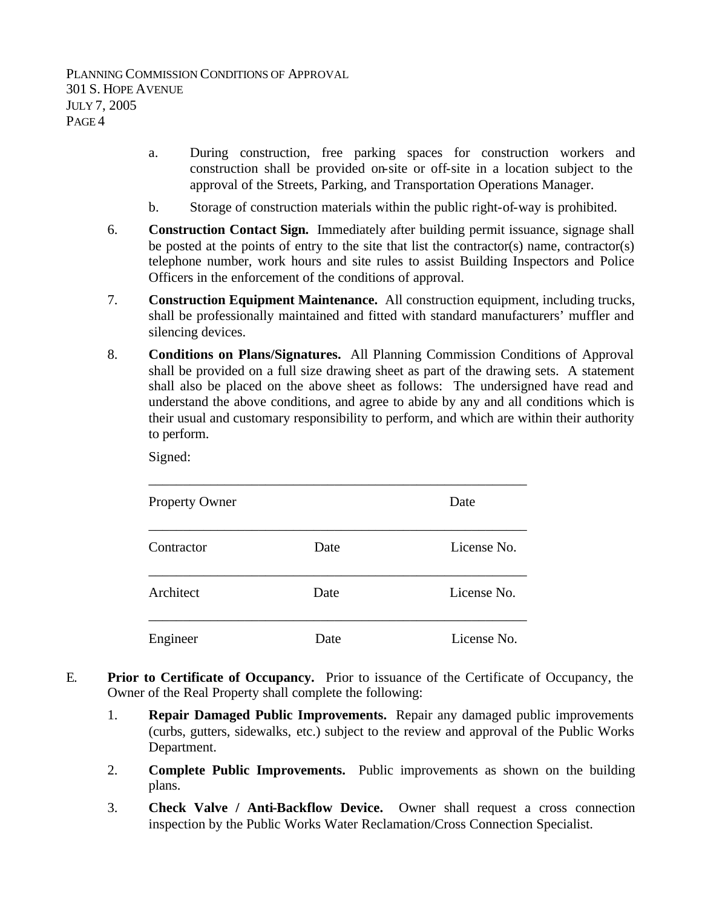a. During construction, free parking spaces for construction workers and construction shall be provided on-site or off-site in a location subject to the approval of the Streets, Parking, and Transportation Operations Manager.

b. Storage of construction materials within the public right-of-way is prohibited.

6. **Construction Contact Sign.** Immediately after building permit issuance, signage shall be posted at the points of entry to the site that list the contractor(s) name, contractor(s) telephone number, work hours and site rules to assist Building Inspectors and Police Officers in the enforcement of the conditions of approval.

7. **Construction Equipment Maintenance.** All construction equipment, including trucks, shall be professionally maintained and fitted with standard manufacturers' muffler and silencing devices.

8. **Conditions on Plans/Signatures.** All Planning Commission Conditions of Approval shall be provided on a full size drawing sheet as part of the drawing sets. A statement shall also be placed on the above sheet as follows: The undersigned have read and understand the above conditions, and agree to abide by any and all conditions which is their usual and customary responsibility to perform, and which are within their authority to perform.

   Signed:

   ______________________________________________________
   Property Owner                                        Date

   ______________________________________________________
   Contractor                Date                 License No.

   ______________________________________________________
   Architect                 Date                 License No.

   ______________________________________________________
   Engineer                  Date                 License No.

E. **Prior to Certificate of Occupancy.** Prior to issuance of the Certificate of Occupancy, the Owner of the Real Property shall complete the following:

1. **Repair Damaged Public Improvements.** Repair any damaged public improvements (curbs, gutters, sidewalks, etc.) subject to the review and approval of the Public Works Department.

2. **Complete Public Improvements.** Public improvements as shown on the building plans.

3. **Check Valve / Anti-Backflow Device.** Owner shall request a cross connection inspection by the Public Works Water Reclamation/Cross Connection Specialist.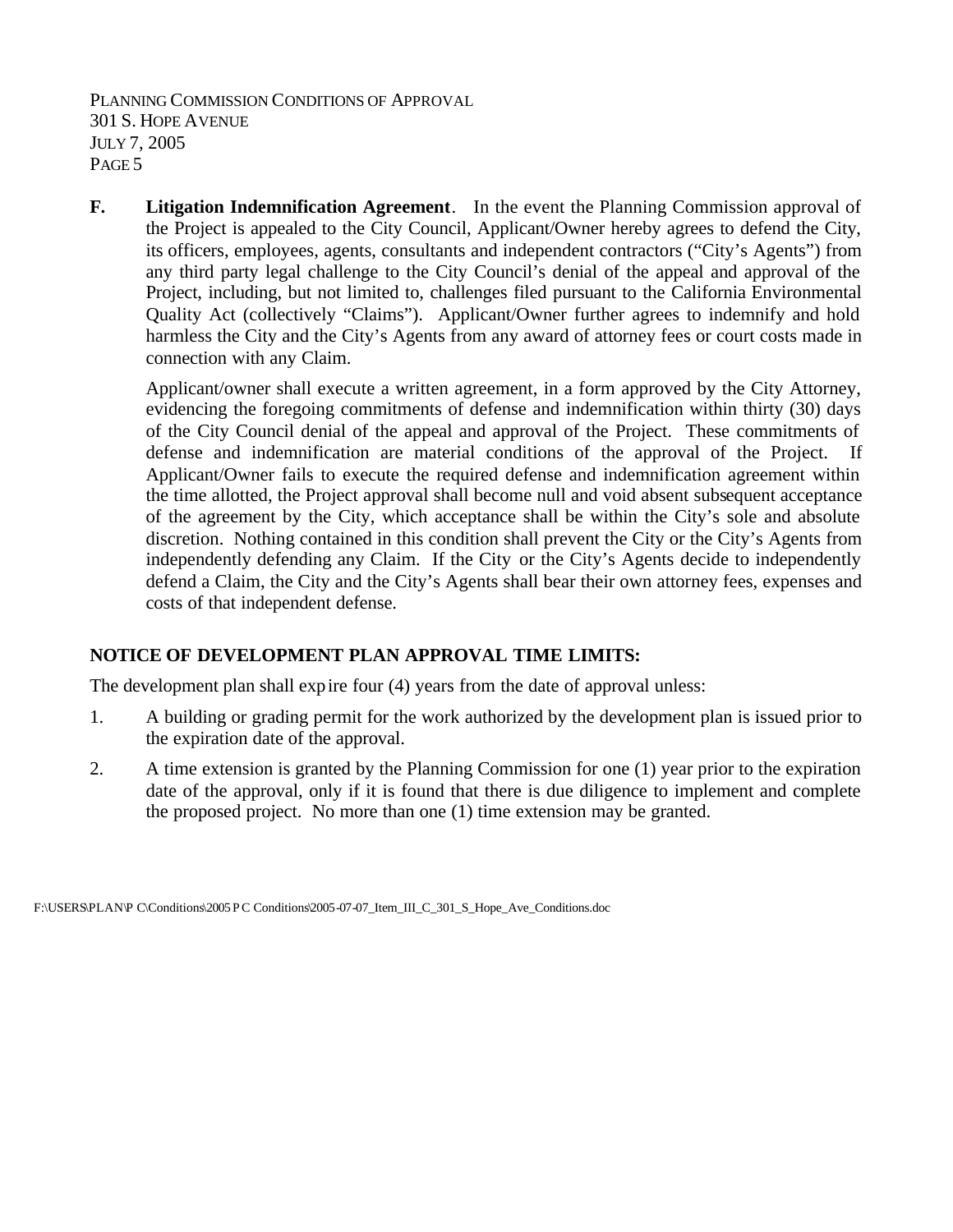**F.** **Litigation Indemnification Agreement**. In the event the Planning Commission approval of the Project is appealed to the City Council, Applicant/Owner hereby agrees to defend the City, its officers, employees, agents, consultants and independent contractors ("City's Agents") from any third party legal challenge to the City Council's denial of the appeal and approval of the Project, including, but not limited to, challenges filed pursuant to the California Environmental Quality Act (collectively "Claims"). Applicant/Owner further agrees to indemnify and hold harmless the City and the City's Agents from any award of attorney fees or court costs made in connection with any Claim.

Applicant/owner shall execute a written agreement, in a form approved by the City Attorney, evidencing the foregoing commitments of defense and indemnification within thirty (30) days of the City Council denial of the appeal and approval of the Project. These commitments of defense and indemnification are material conditions of the approval of the Project. If Applicant/Owner fails to execute the required defense and indemnification agreement within the time allotted, the Project approval shall become null and void absent subsequent acceptance of the agreement by the City, which acceptance shall be within the City's sole and absolute discretion. Nothing contained in this condition shall prevent the City or the City's Agents from independently defending any Claim. If the City or the City's Agents decide to independently defend a Claim, the City and the City's Agents shall bear their own attorney fees, expenses and costs of that independent defense.

## NOTICE OF DEVELOPMENT PLAN APPROVAL TIME LIMITS:

The development plan shall expire four (4) years from the date of approval unless:

1. A building or grading permit for the work authorized by the development plan is issued prior to the expiration date of the approval.
2. A time extension is granted by the Planning Commission for one (1) year prior to the expiration date of the approval, only if it is found that there is due diligence to implement and complete the proposed project. No more than one (1) time extension may be granted.

F:\USERS\PLAN\P C\Conditions\2005 P C Conditions\2005-07-07_Item_III_C_301_S_Hope_Ave_Conditions.doc